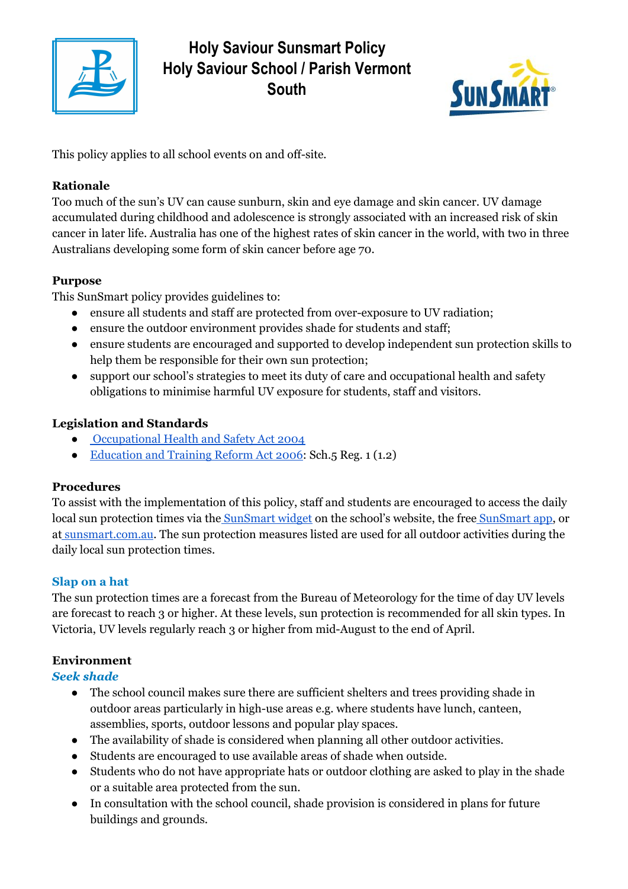# Holy Saviour Sunsmart Policy
# Holy Saviour School / Parish Vermont South

This policy applies to all school events on and off-site.

**Rationale**
Too much of the sun's UV can cause sunburn, skin and eye damage and skin cancer. UV damage accumulated during childhood and adolescence is strongly associated with an increased risk of skin cancer in later life. Australia has one of the highest rates of skin cancer in the world, with two in three Australians developing some form of skin cancer before age 70.

**Purpose**
This SunSmart policy provides guidelines to:

- ensure all students and staff are protected from over-exposure to UV radiation;
- ensure the outdoor environment provides shade for students and staff;
- ensure students are encouraged and supported to develop independent sun protection skills to help them be responsible for their own sun protection;
- support our school's strategies to meet its duty of care and occupational health and safety obligations to minimise harmful UV exposure for students, staff and visitors.

**Legislation and Standards**

- Occupational Health and Safety Act 2004
- Education and Training Reform Act 2006: Sch.5 Reg. 1 (1.2)

**Procedures**
To assist with the implementation of this policy, staff and students are encouraged to access the daily local sun protection times via the SunSmart widget on the school's website, the free SunSmart app, or at sunsmart.com.au. The sun protection measures listed are used for all outdoor activities during the daily local sun protection times.

**Slap on a hat**
The sun protection times are a forecast from the Bureau of Meteorology for the time of day UV levels are forecast to reach 3 or higher. At these levels, sun protection is recommended for all skin types. In Victoria, UV levels regularly reach 3 or higher from mid-August to the end of April.

**Environment**
***Seek shade***

- The school council makes sure there are sufficient shelters and trees providing shade in outdoor areas particularly in high-use areas e.g. where students have lunch, canteen, assemblies, sports, outdoor lessons and popular play spaces.
- The availability of shade is considered when planning all other outdoor activities.
- Students are encouraged to use available areas of shade when outside.
- Students who do not have appropriate hats or outdoor clothing are asked to play in the shade or a suitable area protected from the sun.
- In consultation with the school council, shade provision is considered in plans for future buildings and grounds.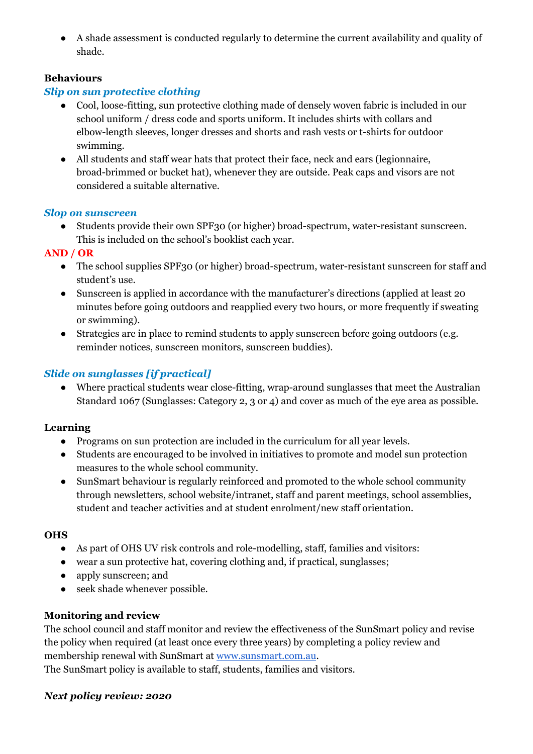- A shade assessment is conducted regularly to determine the current availability and quality of shade.

**Behaviours**

***Slip on sun protective clothing***

- Cool, loose-fitting, sun protective clothing made of densely woven fabric is included in our school uniform / dress code and sports uniform. It includes shirts with collars and elbow-length sleeves, longer dresses and shorts and rash vests or t-shirts for outdoor swimming.
- All students and staff wear hats that protect their face, neck and ears (legionnaire, broad-brimmed or bucket hat), whenever they are outside. Peak caps and visors are not considered a suitable alternative.

***Slop on sunscreen***

- Students provide their own SPF30 (or higher) broad-spectrum, water-resistant sunscreen. This is included on the school's booklist each year.

**AND / OR**

- The school supplies SPF30 (or higher) broad-spectrum, water-resistant sunscreen for staff and student's use.
- Sunscreen is applied in accordance with the manufacturer's directions (applied at least 20 minutes before going outdoors and reapplied every two hours, or more frequently if sweating or swimming).
- Strategies are in place to remind students to apply sunscreen before going outdoors (e.g. reminder notices, sunscreen monitors, sunscreen buddies).

***Slide on sunglasses [if practical]***

- Where practical students wear close-fitting, wrap-around sunglasses that meet the Australian Standard 1067 (Sunglasses: Category 2, 3 or 4) and cover as much of the eye area as possible.

**Learning**

- Programs on sun protection are included in the curriculum for all year levels.
- Students are encouraged to be involved in initiatives to promote and model sun protection measures to the whole school community.
- SunSmart behaviour is regularly reinforced and promoted to the whole school community through newsletters, school website/intranet, staff and parent meetings, school assemblies, student and teacher activities and at student enrolment/new staff orientation.

**OHS**

- As part of OHS UV risk controls and role-modelling, staff, families and visitors:
- wear a sun protective hat, covering clothing and, if practical, sunglasses;
- apply sunscreen; and
- seek shade whenever possible.

**Monitoring and review**

The school council and staff monitor and review the effectiveness of the SunSmart policy and revise the policy when required (at least once every three years) by completing a policy review and membership renewal with SunSmart at [www.sunsmart.com.au](http://www.sunsmart.com.au).
The SunSmart policy is available to staff, students, families and visitors.

***Next policy review: 2020***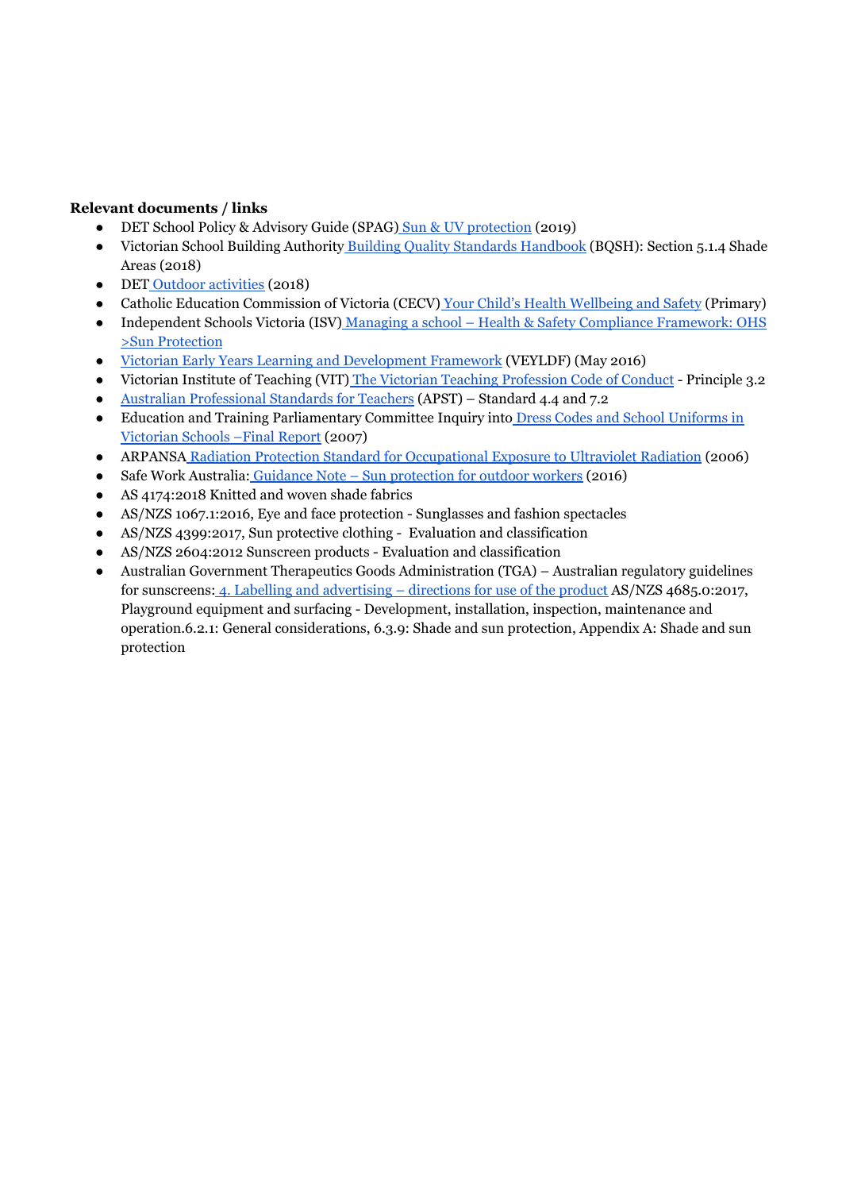**Relevant documents / links**

- DET School Policy & Advisory Guide (SPAG) Sun & UV protection (2019)
- Victorian School Building Authority Building Quality Standards Handbook (BQSH): Section 5.1.4 Shade Areas (2018)
- DET Outdoor activities (2018)
- Catholic Education Commission of Victoria (CECV) Your Child's Health Wellbeing and Safety (Primary)
- Independent Schools Victoria (ISV) Managing a school – Health & Safety Compliance Framework: OHS >Sun Protection
- Victorian Early Years Learning and Development Framework (VEYLDF) (May 2016)
- Victorian Institute of Teaching (VIT) The Victorian Teaching Profession Code of Conduct - Principle 3.2
- Australian Professional Standards for Teachers (APST) – Standard 4.4 and 7.2
- Education and Training Parliamentary Committee Inquiry into Dress Codes and School Uniforms in Victorian Schools –Final Report (2007)
- ARPANSA Radiation Protection Standard for Occupational Exposure to Ultraviolet Radiation (2006)
- Safe Work Australia: Guidance Note – Sun protection for outdoor workers (2016)
- AS 4174:2018 Knitted and woven shade fabrics
- AS/NZS 1067.1:2016, Eye and face protection - Sunglasses and fashion spectacles
- AS/NZS 4399:2017, Sun protective clothing - Evaluation and classification
- AS/NZS 2604:2012 Sunscreen products - Evaluation and classification
- Australian Government Therapeutics Goods Administration (TGA) – Australian regulatory guidelines for sunscreens: 4. Labelling and advertising – directions for use of the product AS/NZS 4685.0:2017, Playground equipment and surfacing - Development, installation, inspection, maintenance and operation.6.2.1: General considerations, 6.3.9: Shade and sun protection, Appendix A: Shade and sun protection